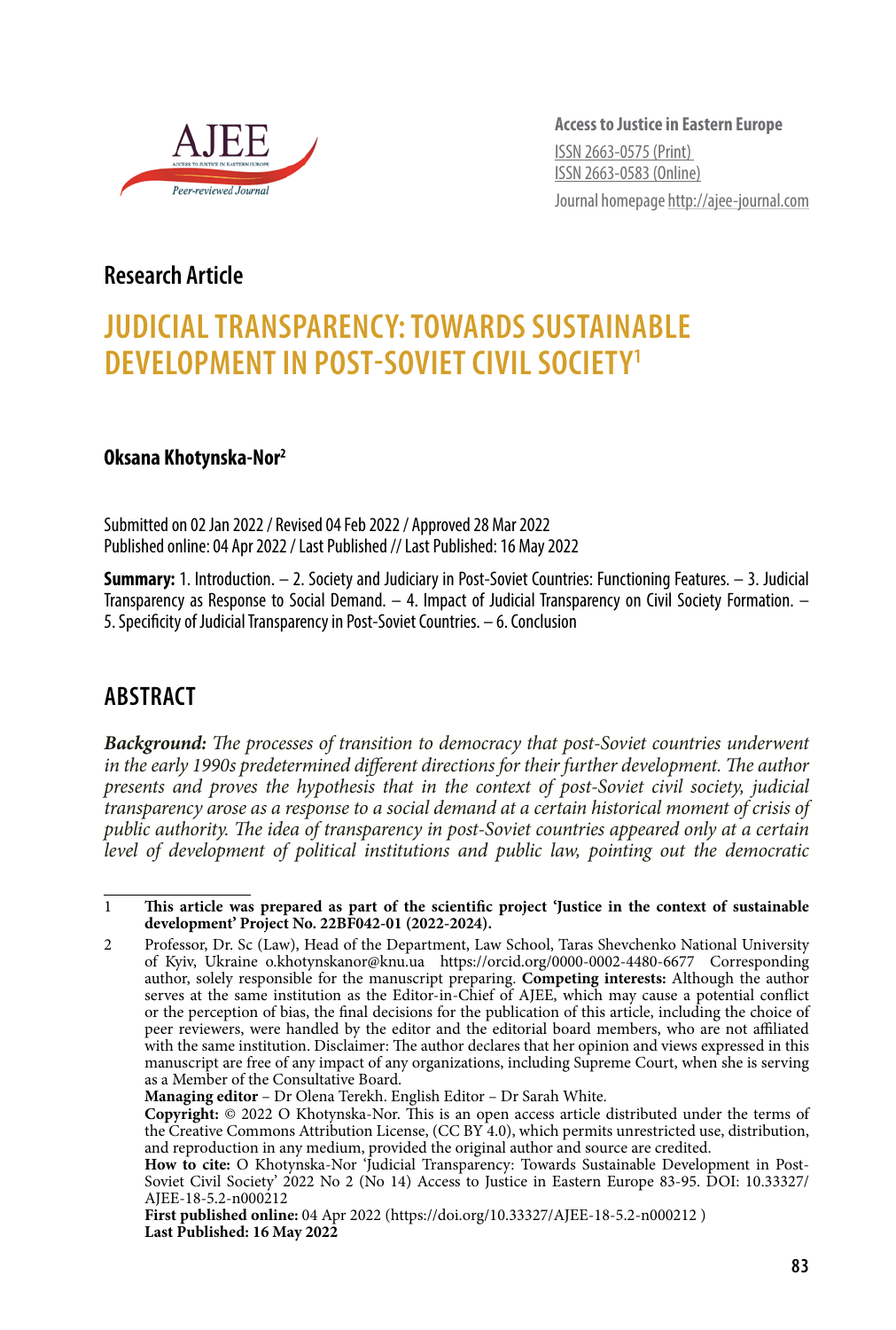Access to Justice in Eastern Europe
ISSN 2663-0575 (Print)
ISSN 2663-0583 (Online)
Journal homepage http://ajee-journal.com

## Research Article

# JUDICIAL TRANSPARENCY: TOWARDS SUSTAINABLE DEVELOPMENT IN POST-SOVIET CIVIL SOCIETY[1]

**Oksana Khotynska-Nor[2]**

Submitted on 02 Jan 2022 / Revised 04 Feb 2022 / Approved 28 Mar 2022
Published online: 04 Apr 2022 / Last Published // Last Published: 16 May 2022

**Summary:** 1. Introduction. – 2. Society and Judiciary in Post-Soviet Countries: Functioning Features. – 3. Judicial Transparency as Response to Social Demand. – 4. Impact of Judicial Transparency on Civil Society Formation. – 5. Specificity of Judicial Transparency in Post-Soviet Countries. – 6. Conclusion

## ABSTRACT

***Background:*** *The processes of transition to democracy that post-Soviet countries underwent in the early 1990s predetermined different directions for their further development. The author presents and proves the hypothesis that in the context of post-Soviet civil society, judicial transparency arose as a response to a social demand at a certain historical moment of crisis of public authority. The idea of transparency in post-Soviet countries appeared only at a certain level of development of political institutions and public law, pointing out the democratic*

---

1 **This article was prepared as part of the scientific project 'Justice in the context of sustainable development' Project No. 22BF042-01 (2022-2024).**

2 Professor, Dr. Sc (Law), Head of the Department, Law School, Taras Shevchenko National University of Kyiv, Ukraine o.khotynskanor@knu.ua https://orcid.org/0000-0002-4480-6677 Corresponding author, solely responsible for the manuscript preparing. **Competing interests:** Although the author serves at the same institution as the Editor-in-Chief of AJEE, which may cause a potential conflict or the perception of bias, the final decisions for the publication of this article, including the choice of peer reviewers, were handled by the editor and the editorial board members, who are not affiliated with the same institution. Disclaimer: The author declares that her opinion and views expressed in this manuscript are free of any impact of any organizations, including Supreme Court, when she is serving as a Member of the Consultative Board.

**Managing editor** – Dr Olena Terekh. English Editor – Dr Sarah White.

**Copyright:** © 2022 O Khotynska-Nor. This is an open access article distributed under the terms of the Creative Commons Attribution License, (CC BY 4.0), which permits unrestricted use, distribution, and reproduction in any medium, provided the original author and source are credited.

**How to cite:** O Khotynska-Nor 'Judicial Transparency: Towards Sustainable Development in Post-Soviet Civil Society' 2022 No 2 (No 14) Access to Justice in Eastern Europe 83-95. DOI: 10.33327/AJEE-18-5.2-n000212

**First published online:** 04 Apr 2022 (https://doi.org/10.33327/AJEE-18-5.2-n000212 )
**Last Published: 16 May 2022**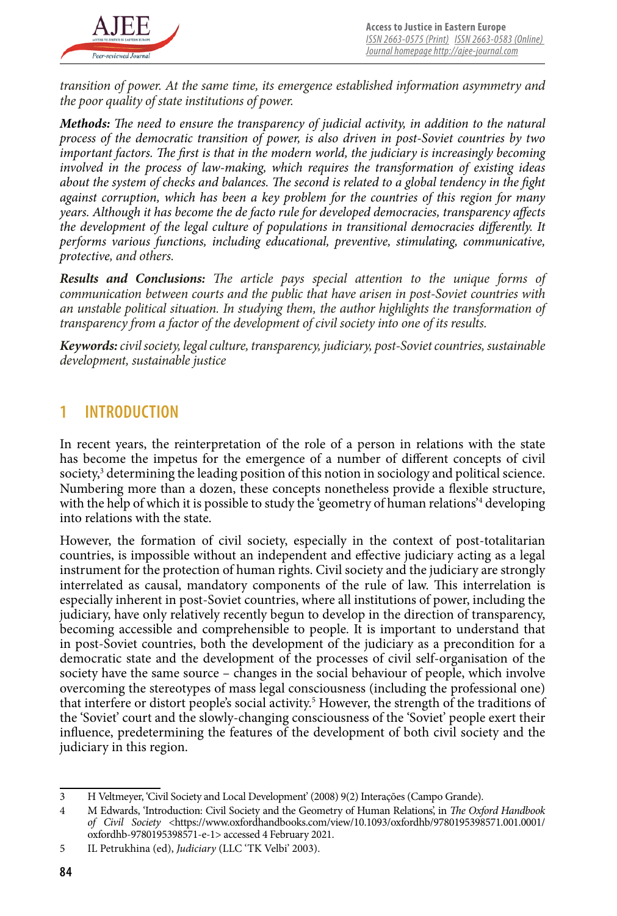*transition of power. At the same time, its emergence established information asymmetry and the poor quality of state institutions of power.*

***Methods:*** *The need to ensure the transparency of judicial activity, in addition to the natural process of the democratic transition of power, is also driven in post-Soviet countries by two important factors. The first is that in the modern world, the judiciary is increasingly becoming involved in the process of law-making, which requires the transformation of existing ideas about the system of checks and balances. The second is related to a global tendency in the fight against corruption, which has been a key problem for the countries of this region for many years. Although it has become the de facto rule for developed democracies, transparency affects the development of the legal culture of populations in transitional democracies differently. It performs various functions, including educational, preventive, stimulating, communicative, protective, and others.*

***Results and Conclusions:*** *The article pays special attention to the unique forms of communication between courts and the public that have arisen in post-Soviet countries with an unstable political situation. In studying them, the author highlights the transformation of transparency from a factor of the development of civil society into one of its results.*

***Keywords:*** *civil society, legal culture, transparency, judiciary, post-Soviet countries, sustainable development, sustainable justice*

## 1 INTRODUCTION

In recent years, the reinterpretation of the role of a person in relations with the state has become the impetus for the emergence of a number of different concepts of civil society,[3] determining the leading position of this notion in sociology and political science. Numbering more than a dozen, these concepts nonetheless provide a flexible structure, with the help of which it is possible to study the 'geometry of human relations'[4] developing into relations with the state.

However, the formation of civil society, especially in the context of post-totalitarian countries, is impossible without an independent and effective judiciary acting as a legal instrument for the protection of human rights. Civil society and the judiciary are strongly interrelated as causal, mandatory components of the rule of law. This interrelation is especially inherent in post-Soviet countries, where all institutions of power, including the judiciary, have only relatively recently begun to develop in the direction of transparency, becoming accessible and comprehensible to people. It is important to understand that in post-Soviet countries, both the development of the judiciary as a precondition for a democratic state and the development of the processes of civil self-organisation of the society have the same source – changes in the social behaviour of people, which involve overcoming the stereotypes of mass legal consciousness (including the professional one) that interfere or distort people's social activity.[5] However, the strength of the traditions of the 'Soviet' court and the slowly-changing consciousness of the 'Soviet' people exert their influence, predetermining the features of the development of both civil society and the judiciary in this region.

---

3 H Veltmeyer, 'Civil Society and Local Development' (2008) 9(2) Interações (Campo Grande).

4 M Edwards, 'Introduction: Civil Society and the Geometry of Human Relations', in *The Oxford Handbook of Civil Society* <https://www.oxfordhandbooks.com/view/10.1093/oxfordhb/9780195398571.001.0001/oxfordhb-9780195398571-e-1> accessed 4 February 2021.

5 IL Petrukhina (ed), *Judiciary* (LLC 'TK Velbi' 2003).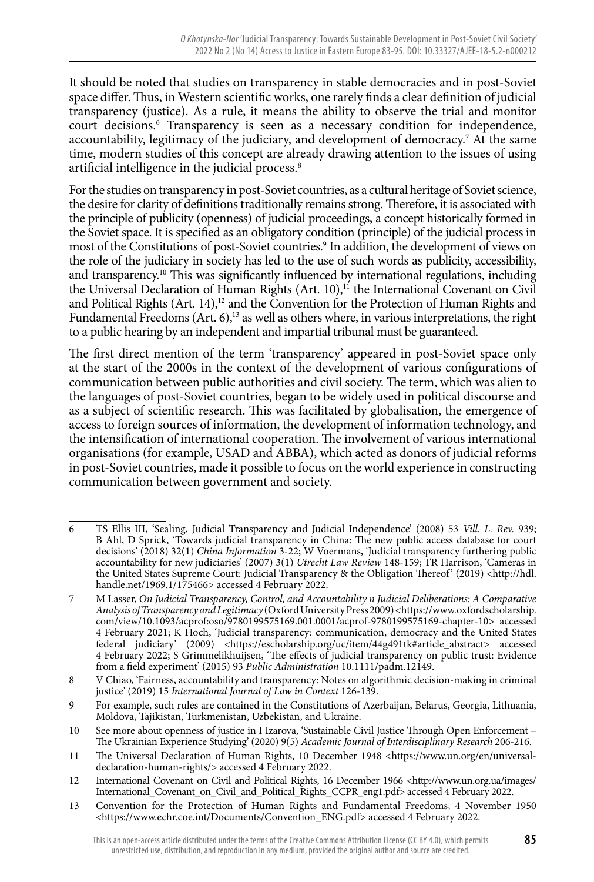It should be noted that studies on transparency in stable democracies and in post-Soviet space differ. Thus, in Western scientific works, one rarely finds a clear definition of judicial transparency (justice). As a rule, it means the ability to observe the trial and monitor court decisions.[6] Transparency is seen as a necessary condition for independence, accountability, legitimacy of the judiciary, and development of democracy.[7] At the same time, modern studies of this concept are already drawing attention to the issues of using artificial intelligence in the judicial process.[8]

For the studies on transparency in post-Soviet countries, as a cultural heritage of Soviet science, the desire for clarity of definitions traditionally remains strong. Therefore, it is associated with the principle of publicity (openness) of judicial proceedings, a concept historically formed in the Soviet space. It is specified as an obligatory condition (principle) of the judicial process in most of the Constitutions of post-Soviet countries.[9] In addition, the development of views on the role of the judiciary in society has led to the use of such words as publicity, accessibility, and transparency.[10] This was significantly influenced by international regulations, including the Universal Declaration of Human Rights (Art. 10),[11] the International Covenant on Civil and Political Rights (Art. 14),[12] and the Convention for the Protection of Human Rights and Fundamental Freedoms (Art. 6),[13] as well as others where, in various interpretations, the right to a public hearing by an independent and impartial tribunal must be guaranteed.

The first direct mention of the term 'transparency' appeared in post-Soviet space only at the start of the 2000s in the context of the development of various configurations of communication between public authorities and civil society. The term, which was alien to the languages of post-Soviet countries, began to be widely used in political discourse and as a subject of scientific research. This was facilitated by globalisation, the emergence of access to foreign sources of information, the development of information technology, and the intensification of international cooperation. The involvement of various international organisations (for example, USAD and ABBA), which acted as donors of judicial reforms in post-Soviet countries, made it possible to focus on the world experience in constructing communication between government and society.

---

6 TS Ellis III, 'Sealing, Judicial Transparency and Judicial Independence' (2008) 53 *Vill. L. Rev.* 939; B Ahl, D Sprick, 'Towards judicial transparency in China: The new public access database for court decisions' (2018) 32(1) *China Information* 3-22; W Voermans, 'Judicial transparency furthering public accountability for new judiciaries' (2007) 3(1) *Utrecht Law Review* 148-159; TR Harrison, 'Cameras in the United States Supreme Court: Judicial Transparency & the Obligation Thereof' (2019) <http://hdl.handle.net/1969.1/175466> accessed 4 February 2022.

7 M Lasser, *On Judicial Transparency, Control, and Accountability n Judicial Deliberations: A Comparative Analysis of Transparency and Legitimacy* (Oxford University Press 2009) <https://www.oxfordscholarship.com/view/10.1093/acprof:oso/9780199575169.001.0001/acprof-9780199575169-chapter-10> accessed 4 February 2021; K Hoch, 'Judicial transparency: communication, democracy and the United States federal judiciary' (2009) <https://escholarship.org/uc/item/44g491tk#article_abstract> accessed 4 February 2022; S Grimmelikhuijsen, 'The effects of judicial transparency on public trust: Evidence from a field experiment' (2015) 93 *Public Administration* 10.1111/padm.12149.

8 V Chiao, 'Fairness, accountability and transparency: Notes on algorithmic decision-making in criminal justice' (2019) 15 *International Journal of Law in Context* 126-139.

9 For example, such rules are contained in the Constitutions of Azerbaijan, Belarus, Georgia, Lithuania, Moldova, Tajikistan, Turkmenistan, Uzbekistan, and Ukraine.

10 See more about openness of justice in I Izarova, 'Sustainable Civil Justice Through Open Enforcement – The Ukrainian Experience Studying' (2020) 9(5) *Academic Journal of Interdisciplinary Research* 206-216.

11 The Universal Declaration of Human Rights, 10 December 1948 <https://www.un.org/en/universal-declaration-human-rights/> accessed 4 February 2022.

12 International Covenant on Civil and Political Rights, 16 December 1966 <http://www.un.org.ua/images/International_Covenant_on_Civil_and_Political_Rights_CCPR_eng1.pdf> accessed 4 February 2022.

13 Convention for the Protection of Human Rights and Fundamental Freedoms, 4 November 1950 <https://www.echr.coe.int/Documents/Convention_ENG.pdf> accessed 4 February 2022.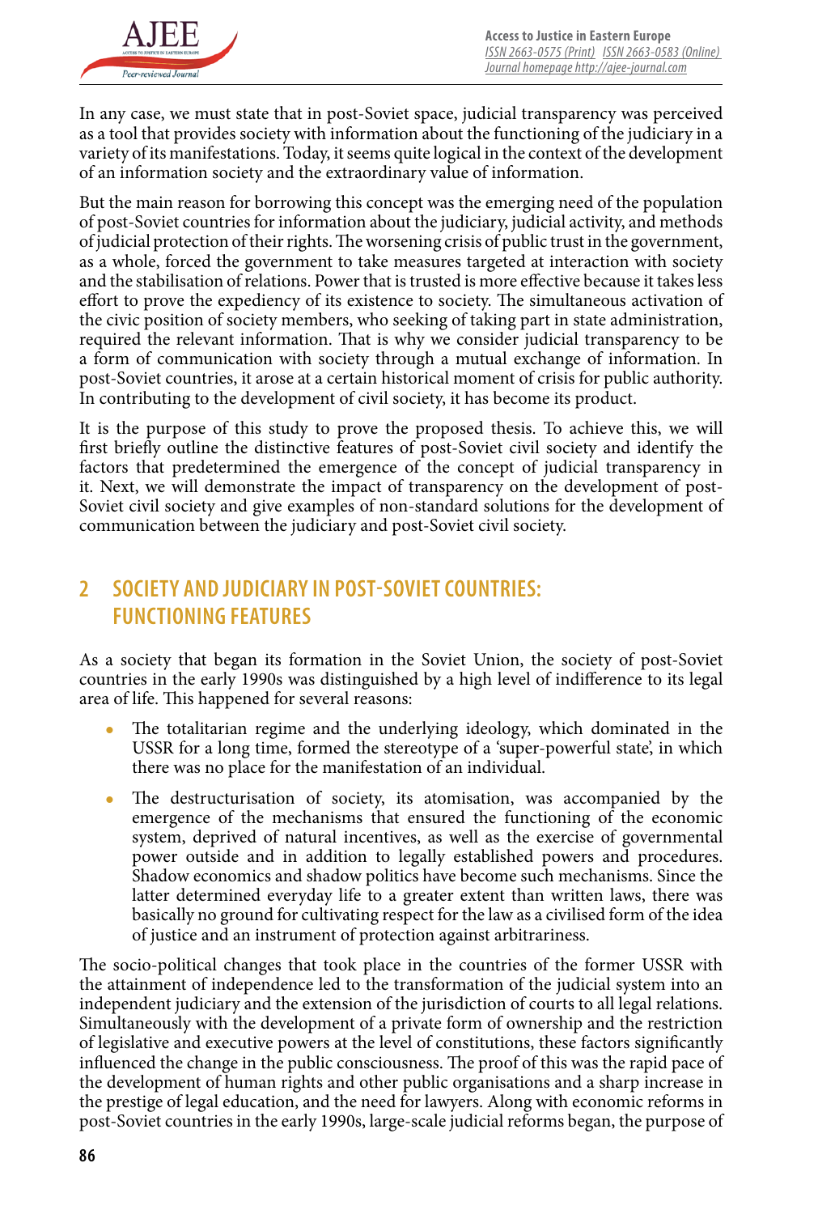In any case, we must state that in post-Soviet space, judicial transparency was perceived as a tool that provides society with information about the functioning of the judiciary in a variety of its manifestations. Today, it seems quite logical in the context of the development of an information society and the extraordinary value of information.

But the main reason for borrowing this concept was the emerging need of the population of post-Soviet countries for information about the judiciary, judicial activity, and methods of judicial protection of their rights. The worsening crisis of public trust in the government, as a whole, forced the government to take measures targeted at interaction with society and the stabilisation of relations. Power that is trusted is more effective because it takes less effort to prove the expediency of its existence to society. The simultaneous activation of the civic position of society members, who seeking of taking part in state administration, required the relevant information. That is why we consider judicial transparency to be a form of communication with society through a mutual exchange of information. In post-Soviet countries, it arose at a certain historical moment of crisis for public authority. In contributing to the development of civil society, it has become its product.

It is the purpose of this study to prove the proposed thesis. To achieve this, we will first briefly outline the distinctive features of post-Soviet civil society and identify the factors that predetermined the emergence of the concept of judicial transparency in it. Next, we will demonstrate the impact of transparency on the development of post-Soviet civil society and give examples of non-standard solutions for the development of communication between the judiciary and post-Soviet civil society.

## 2 SOCIETY AND JUDICIARY IN POST-SOVIET COUNTRIES: FUNCTIONING FEATURES

As a society that began its formation in the Soviet Union, the society of post-Soviet countries in the early 1990s was distinguished by a high level of indifference to its legal area of life. This happened for several reasons:

- The totalitarian regime and the underlying ideology, which dominated in the USSR for a long time, formed the stereotype of a 'super-powerful state', in which there was no place for the manifestation of an individual.
- The destructurisation of society, its atomisation, was accompanied by the emergence of the mechanisms that ensured the functioning of the economic system, deprived of natural incentives, as well as the exercise of governmental power outside and in addition to legally established powers and procedures. Shadow economics and shadow politics have become such mechanisms. Since the latter determined everyday life to a greater extent than written laws, there was basically no ground for cultivating respect for the law as a civilised form of the idea of justice and an instrument of protection against arbitrariness.

The socio-political changes that took place in the countries of the former USSR with the attainment of independence led to the transformation of the judicial system into an independent judiciary and the extension of the jurisdiction of courts to all legal relations. Simultaneously with the development of a private form of ownership and the restriction of legislative and executive powers at the level of constitutions, these factors significantly influenced the change in the public consciousness. The proof of this was the rapid pace of the development of human rights and other public organisations and a sharp increase in the prestige of legal education, and the need for lawyers. Along with economic reforms in post-Soviet countries in the early 1990s, large-scale judicial reforms began, the purpose of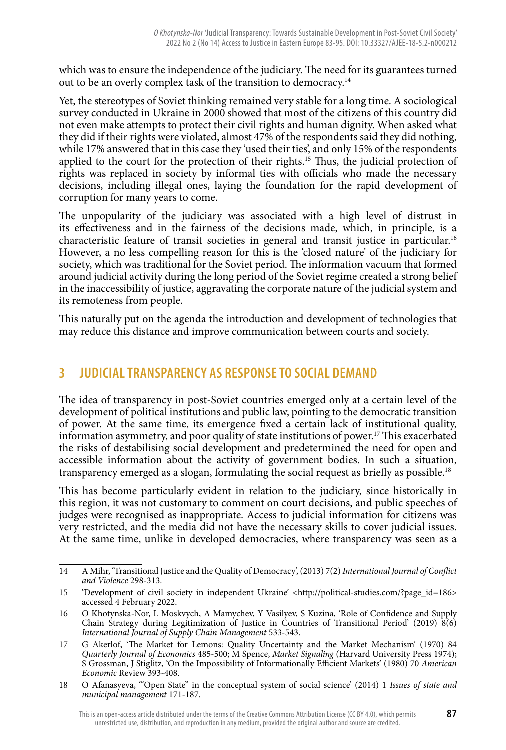which was to ensure the independence of the judiciary. The need for its guarantees turned out to be an overly complex task of the transition to democracy.[14]

Yet, the stereotypes of Soviet thinking remained very stable for a long time. A sociological survey conducted in Ukraine in 2000 showed that most of the citizens of this country did not even make attempts to protect their civil rights and human dignity. When asked what they did if their rights were violated, almost 47% of the respondents said they did nothing, while 17% answered that in this case they 'used their ties', and only 15% of the respondents applied to the court for the protection of their rights.[15] Thus, the judicial protection of rights was replaced in society by informal ties with officials who made the necessary decisions, including illegal ones, laying the foundation for the rapid development of corruption for many years to come.

The unpopularity of the judiciary was associated with a high level of distrust in its effectiveness and in the fairness of the decisions made, which, in principle, is a characteristic feature of transit societies in general and transit justice in particular.[16] However, a no less compelling reason for this is the 'closed nature' of the judiciary for society, which was traditional for the Soviet period. The information vacuum that formed around judicial activity during the long period of the Soviet regime created a strong belief in the inaccessibility of justice, aggravating the corporate nature of the judicial system and its remoteness from people.

This naturally put on the agenda the introduction and development of technologies that may reduce this distance and improve communication between courts and society.

## 3 JUDICIAL TRANSPARENCY AS RESPONSE TO SOCIAL DEMAND

The idea of transparency in post-Soviet countries emerged only at a certain level of the development of political institutions and public law, pointing to the democratic transition of power. At the same time, its emergence fixed a certain lack of institutional quality, information asymmetry, and poor quality of state institutions of power.[17] This exacerbated the risks of destabilising social development and predetermined the need for open and accessible information about the activity of government bodies. In such a situation, transparency emerged as a slogan, formulating the social request as briefly as possible.[18]

This has become particularly evident in relation to the judiciary, since historically in this region, it was not customary to comment on court decisions, and public speeches of judges were recognised as inappropriate. Access to judicial information for citizens was very restricted, and the media did not have the necessary skills to cover judicial issues. At the same time, unlike in developed democracies, where transparency was seen as a

---

14 A Mihr, 'Transitional Justice and the Quality of Democracy', (2013) 7(2) *International Journal of Conflict and Violence* 298-313.

15 'Development of civil society in independent Ukraine' <http://political-studies.com/?page_id=186> accessed 4 February 2022.

16 O Khotynska-Nor, L Moskvych, A Mamychev, Y Vasilyev, S Kuzina, 'Role of Confidence and Supply Chain Strategy during Legitimization of Justice in Countries of Transitional Period' (2019) 8(6) *International Journal of Supply Chain Management* 533-543.

17 G Akerlof, 'The Market for Lemons: Quality Uncertainty and the Market Mechanism' (1970) 84 *Quarterly Journal of Economics* 485-500; M Spence, *Market Signaling* (Harvard University Press 1974); S Grossman, J Stiglitz, 'On the Impossibility of Informationally Efficient Markets' (1980) 70 *American Economic* Review 393-408.

18 O Afanasyeva, '"Open State" in the conceptual system of social science' (2014) 1 *Issues of state and municipal management* 171-187.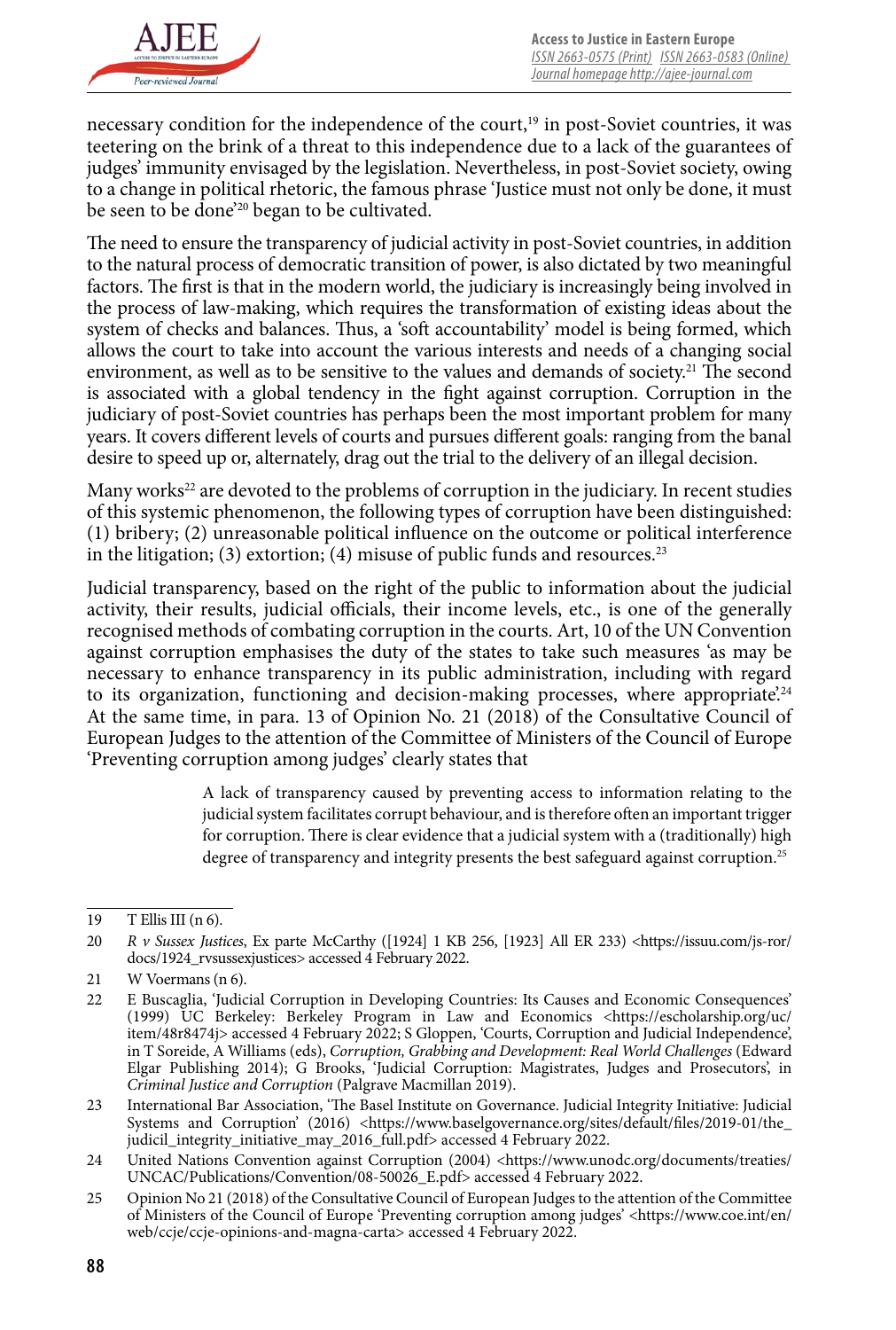necessary condition for the independence of the court,[19] in post-Soviet countries, it was teetering on the brink of a threat to this independence due to a lack of the guarantees of judges' immunity envisaged by the legislation. Nevertheless, in post-Soviet society, owing to a change in political rhetoric, the famous phrase 'Justice must not only be done, it must be seen to be done'[20] began to be cultivated.

The need to ensure the transparency of judicial activity in post-Soviet countries, in addition to the natural process of democratic transition of power, is also dictated by two meaningful factors. The first is that in the modern world, the judiciary is increasingly being involved in the process of law-making, which requires the transformation of existing ideas about the system of checks and balances. Thus, a 'soft accountability' model is being formed, which allows the court to take into account the various interests and needs of a changing social environment, as well as to be sensitive to the values and demands of society.[21] The second is associated with a global tendency in the fight against corruption. Corruption in the judiciary of post-Soviet countries has perhaps been the most important problem for many years. It covers different levels of courts and pursues different goals: ranging from the banal desire to speed up or, alternately, drag out the trial to the delivery of an illegal decision.

Many works[22] are devoted to the problems of corruption in the judiciary. In recent studies of this systemic phenomenon, the following types of corruption have been distinguished: (1) bribery; (2) unreasonable political influence on the outcome or political interference in the litigation; (3) extortion; (4) misuse of public funds and resources.[23]

Judicial transparency, based on the right of the public to information about the judicial activity, their results, judicial officials, their income levels, etc., is one of the generally recognised methods of combating corruption in the courts. Art, 10 of the UN Convention against corruption emphasises the duty of the states to take such measures 'as may be necessary to enhance transparency in its public administration, including with regard to its organization, functioning and decision-making processes, where appropriate'.[24] At the same time, in para. 13 of Opinion No. 21 (2018) of the Consultative Council of European Judges to the attention of the Committee of Ministers of the Council of Europe 'Preventing corruption among judges' clearly states that

> A lack of transparency caused by preventing access to information relating to the judicial system facilitates corrupt behaviour, and is therefore often an important trigger for corruption. There is clear evidence that a judicial system with a (traditionally) high degree of transparency and integrity presents the best safeguard against corruption.[25]

---

19 T Ellis III (n 6).

20 *R v Sussex Justices*, Ex parte McCarthy ([1924] 1 KB 256, [1923] All ER 233) <https://issuu.com/js-ror/docs/1924_rvsussexjustices> accessed 4 February 2022.

21 W Voermans (n 6).

22 E Buscaglia, 'Judicial Corruption in Developing Countries: Its Causes and Economic Consequences' (1999) UC Berkeley: Berkeley Program in Law and Economics <https://escholarship.org/uc/item/48r8474j> accessed 4 February 2022; S Gloppen, 'Courts, Corruption and Judicial Independence', in T Soreide, A Williams (eds), *Corruption, Grabbing and Development: Real World Challenges* (Edward Elgar Publishing 2014); G Brooks, 'Judicial Corruption: Magistrates, Judges and Prosecutors', in *Criminal Justice and Corruption* (Palgrave Macmillan 2019).

23 International Bar Association, 'The Basel Institute on Governance. Judicial Integrity Initiative: Judicial Systems and Corruption' (2016) <https://www.baselgovernance.org/sites/default/files/2019-01/the_judicil_integrity_initiative_may_2016_full.pdf> accessed 4 February 2022.

24 United Nations Convention against Corruption (2004) <https://www.unodc.org/documents/treaties/UNCAC/Publications/Convention/08-50026_E.pdf> accessed 4 February 2022.

25 Opinion No 21 (2018) of the Consultative Council of European Judges to the attention of the Committee of Ministers of the Council of Europe 'Preventing corruption among judges' <https://www.coe.int/en/web/ccje/ccje-opinions-and-magna-carta> accessed 4 February 2022.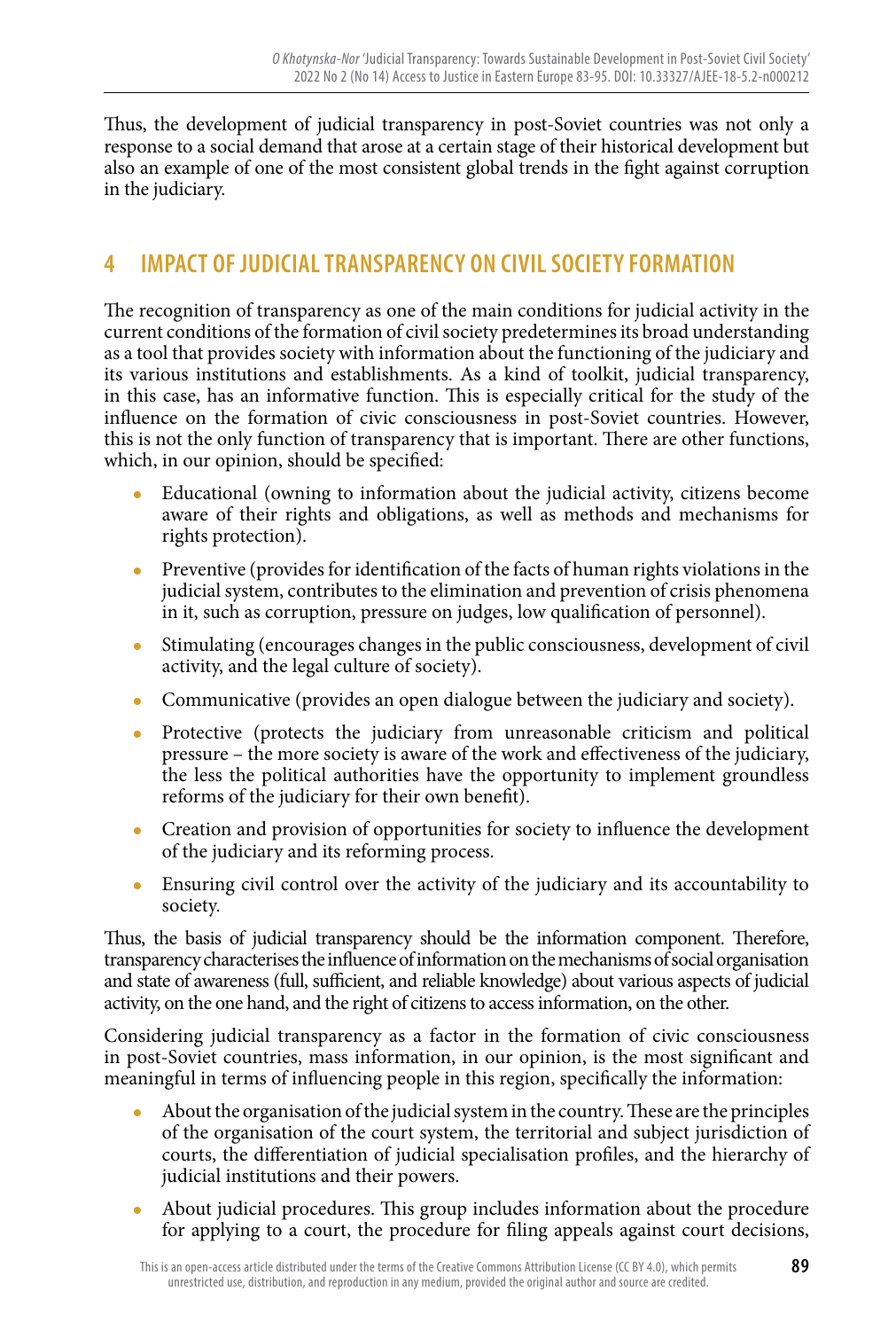Thus, the development of judicial transparency in post-Soviet countries was not only a response to a social demand that arose at a certain stage of their historical development but also an example of one of the most consistent global trends in the fight against corruption in the judiciary.

## 4 IMPACT OF JUDICIAL TRANSPARENCY ON CIVIL SOCIETY FORMATION

The recognition of transparency as one of the main conditions for judicial activity in the current conditions of the formation of civil society predetermines its broad understanding as a tool that provides society with information about the functioning of the judiciary and its various institutions and establishments. As a kind of toolkit, judicial transparency, in this case, has an informative function. This is especially critical for the study of the influence on the formation of civic consciousness in post-Soviet countries. However, this is not the only function of transparency that is important. There are other functions, which, in our opinion, should be specified:

- Educational (owning to information about the judicial activity, citizens become aware of their rights and obligations, as well as methods and mechanisms for rights protection).
- Preventive (provides for identification of the facts of human rights violations in the judicial system, contributes to the elimination and prevention of crisis phenomena in it, such as corruption, pressure on judges, low qualification of personnel).
- Stimulating (encourages changes in the public consciousness, development of civil activity, and the legal culture of society).
- Communicative (provides an open dialogue between the judiciary and society).
- Protective (protects the judiciary from unreasonable criticism and political pressure – the more society is aware of the work and effectiveness of the judiciary, the less the political authorities have the opportunity to implement groundless reforms of the judiciary for their own benefit).
- Creation and provision of opportunities for society to influence the development of the judiciary and its reforming process.
- Ensuring civil control over the activity of the judiciary and its accountability to society.

Thus, the basis of judicial transparency should be the information component. Therefore, transparency characterises the influence of information on the mechanisms of social organisation and state of awareness (full, sufficient, and reliable knowledge) about various aspects of judicial activity, on the one hand, and the right of citizens to access information, on the other.

Considering judicial transparency as a factor in the formation of civic consciousness in post-Soviet countries, mass information, in our opinion, is the most significant and meaningful in terms of influencing people in this region, specifically the information:

- About the organisation of the judicial system in the country. These are the principles of the organisation of the court system, the territorial and subject jurisdiction of courts, the differentiation of judicial specialisation profiles, and the hierarchy of judicial institutions and their powers.
- About judicial procedures. This group includes information about the procedure for applying to a court, the procedure for filing appeals against court decisions,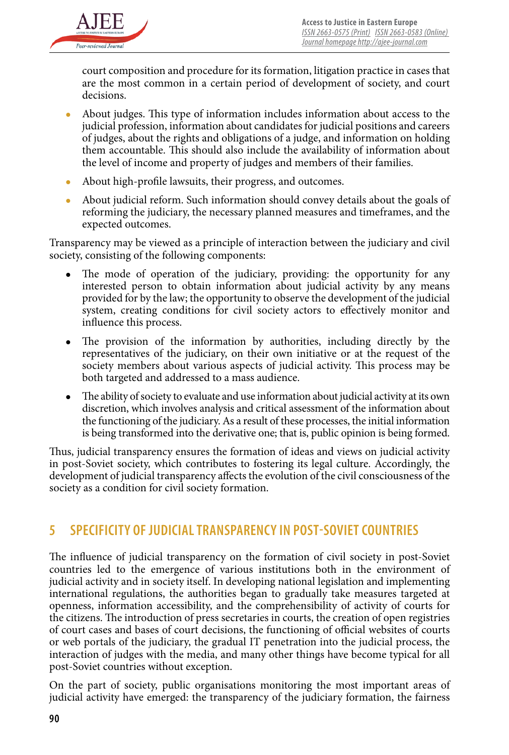court composition and procedure for its formation, litigation practice in cases that are the most common in a certain period of development of society, and court decisions.

- About judges. This type of information includes information about access to the judicial profession, information about candidates for judicial positions and careers of judges, about the rights and obligations of a judge, and information on holding them accountable. This should also include the availability of information about the level of income and property of judges and members of their families.
- About high-profile lawsuits, their progress, and outcomes.
- About judicial reform. Such information should convey details about the goals of reforming the judiciary, the necessary planned measures and timeframes, and the expected outcomes.

Transparency may be viewed as a principle of interaction between the judiciary and civil society, consisting of the following components:

- The mode of operation of the judiciary, providing: the opportunity for any interested person to obtain information about judicial activity by any means provided for by the law; the opportunity to observe the development of the judicial system, creating conditions for civil society actors to effectively monitor and influence this process.
- The provision of the information by authorities, including directly by the representatives of the judiciary, on their own initiative or at the request of the society members about various aspects of judicial activity. This process may be both targeted and addressed to a mass audience.
- The ability of society to evaluate and use information about judicial activity at its own discretion, which involves analysis and critical assessment of the information about the functioning of the judiciary. As a result of these processes, the initial information is being transformed into the derivative one; that is, public opinion is being formed.

Thus, judicial transparency ensures the formation of ideas and views on judicial activity in post-Soviet society, which contributes to fostering its legal culture. Accordingly, the development of judicial transparency affects the evolution of the civil consciousness of the society as a condition for civil society formation.

## 5 SPECIFICITY OF JUDICIAL TRANSPARENCY IN POST-SOVIET COUNTRIES

The influence of judicial transparency on the formation of civil society in post-Soviet countries led to the emergence of various institutions both in the environment of judicial activity and in society itself. In developing national legislation and implementing international regulations, the authorities began to gradually take measures targeted at openness, information accessibility, and the comprehensibility of activity of courts for the citizens. The introduction of press secretaries in courts, the creation of open registries of court cases and bases of court decisions, the functioning of official websites of courts or web portals of the judiciary, the gradual IT penetration into the judicial process, the interaction of judges with the media, and many other things have become typical for all post-Soviet countries without exception.

On the part of society, public organisations monitoring the most important areas of judicial activity have emerged: the transparency of the judiciary formation, the fairness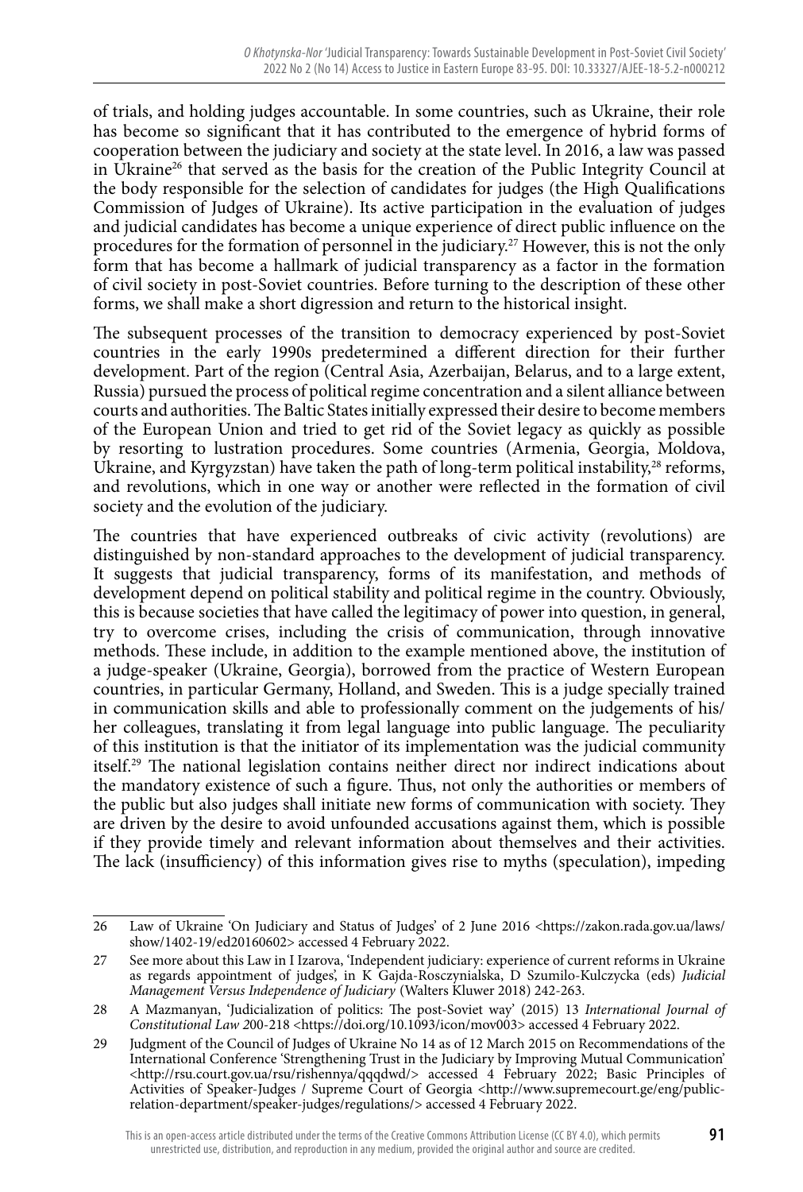of trials, and holding judges accountable. In some countries, such as Ukraine, their role has become so significant that it has contributed to the emergence of hybrid forms of cooperation between the judiciary and society at the state level. In 2016, a law was passed in Ukraine[26] that served as the basis for the creation of the Public Integrity Council at the body responsible for the selection of candidates for judges (the High Qualifications Commission of Judges of Ukraine). Its active participation in the evaluation of judges and judicial candidates has become a unique experience of direct public influence on the procedures for the formation of personnel in the judiciary.[27] However, this is not the only form that has become a hallmark of judicial transparency as a factor in the formation of civil society in post-Soviet countries. Before turning to the description of these other forms, we shall make a short digression and return to the historical insight.

The subsequent processes of the transition to democracy experienced by post-Soviet countries in the early 1990s predetermined a different direction for their further development. Part of the region (Central Asia, Azerbaijan, Belarus, and to a large extent, Russia) pursued the process of political regime concentration and a silent alliance between courts and authorities. The Baltic States initially expressed their desire to become members of the European Union and tried to get rid of the Soviet legacy as quickly as possible by resorting to lustration procedures. Some countries (Armenia, Georgia, Moldova, Ukraine, and Kyrgyzstan) have taken the path of long-term political instability,[28] reforms, and revolutions, which in one way or another were reflected in the formation of civil society and the evolution of the judiciary.

The countries that have experienced outbreaks of civic activity (revolutions) are distinguished by non-standard approaches to the development of judicial transparency. It suggests that judicial transparency, forms of its manifestation, and methods of development depend on political stability and political regime in the country. Obviously, this is because societies that have called the legitimacy of power into question, in general, try to overcome crises, including the crisis of communication, through innovative methods. These include, in addition to the example mentioned above, the institution of a judge-speaker (Ukraine, Georgia), borrowed from the practice of Western European countries, in particular Germany, Holland, and Sweden. This is a judge specially trained in communication skills and able to professionally comment on the judgements of his/her colleagues, translating it from legal language into public language. The peculiarity of this institution is that the initiator of its implementation was the judicial community itself.[29] The national legislation contains neither direct nor indirect indications about the mandatory existence of such a figure. Thus, not only the authorities or members of the public but also judges shall initiate new forms of communication with society. They are driven by the desire to avoid unfounded accusations against them, which is possible if they provide timely and relevant information about themselves and their activities. The lack (insufficiency) of this information gives rise to myths (speculation), impeding

---

26 Law of Ukraine 'On Judiciary and Status of Judges' of 2 June 2016 <https://zakon.rada.gov.ua/laws/show/1402-19/ed20160602> accessed 4 February 2022.

27 See more about this Law in I Izarova, 'Independent judiciary: experience of current reforms in Ukraine as regards appointment of judges', in K Gajda-Rosczynialska, D Szumilo-Kulczycka (eds) *Judicial Management Versus Independence of Judiciary* (Walters Kluwer 2018) 242-263.

28 A Mazmanyan, 'Judicialization of politics: The post-Soviet way' (2015) 13 *International Journal of Constitutional Law 2*00-218 <https://doi.org/10.1093/icon/mov003> accessed 4 February 2022.

29 Judgment of the Council of Judges of Ukraine No 14 as of 12 March 2015 on Recommendations of the International Conference 'Strengthening Trust in the Judiciary by Improving Mutual Communication' <http://rsu.court.gov.ua/rsu/rishennya/qqqdwd/> accessed 4 February 2022; Basic Principles of Activities of Speaker-Judges / Supreme Court of Georgia <http://www.supremecourt.ge/eng/public-relation-department/speaker-judges/regulations/> accessed 4 February 2022.

This is an open-access article distributed under the terms of the Creative Commons Attribution License (CC BY 4.0), which permits unrestricted use, distribution, and reproduction in any medium, provided the original author and source are credited.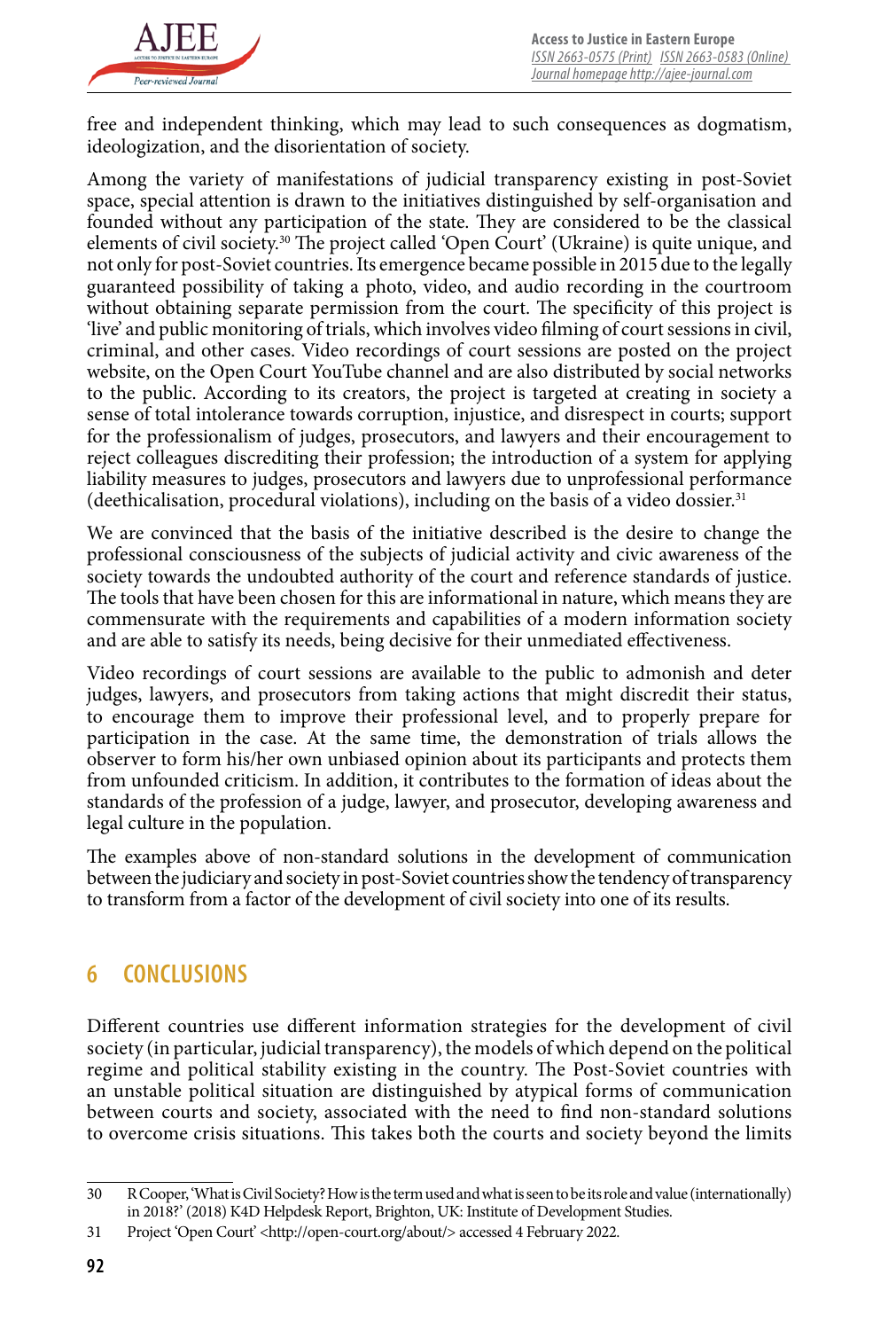free and independent thinking, which may lead to such consequences as dogmatism, ideologization, and the disorientation of society.

Among the variety of manifestations of judicial transparency existing in post-Soviet space, special attention is drawn to the initiatives distinguished by self-organisation and founded without any participation of the state. They are considered to be the classical elements of civil society.[30] The project called 'Open Court' (Ukraine) is quite unique, and not only for post-Soviet countries. Its emergence became possible in 2015 due to the legally guaranteed possibility of taking a photo, video, and audio recording in the courtroom without obtaining separate permission from the court. The specificity of this project is 'live' and public monitoring of trials, which involves video filming of court sessions in civil, criminal, and other cases. Video recordings of court sessions are posted on the project website, on the Open Court YouTube channel and are also distributed by social networks to the public. According to its creators, the project is targeted at creating in society a sense of total intolerance towards corruption, injustice, and disrespect in courts; support for the professionalism of judges, prosecutors, and lawyers and their encouragement to reject colleagues discrediting their profession; the introduction of a system for applying liability measures to judges, prosecutors and lawyers due to unprofessional performance (deethicalisation, procedural violations), including on the basis of a video dossier.[31]

We are convinced that the basis of the initiative described is the desire to change the professional consciousness of the subjects of judicial activity and civic awareness of the society towards the undoubted authority of the court and reference standards of justice. The tools that have been chosen for this are informational in nature, which means they are commensurate with the requirements and capabilities of a modern information society and are able to satisfy its needs, being decisive for their unmediated effectiveness.

Video recordings of court sessions are available to the public to admonish and deter judges, lawyers, and prosecutors from taking actions that might discredit their status, to encourage them to improve their professional level, and to properly prepare for participation in the case. At the same time, the demonstration of trials allows the observer to form his/her own unbiased opinion about its participants and protects them from unfounded criticism. In addition, it contributes to the formation of ideas about the standards of the profession of a judge, lawyer, and prosecutor, developing awareness and legal culture in the population.

The examples above of non-standard solutions in the development of communication between the judiciary and society in post-Soviet countries show the tendency of transparency to transform from a factor of the development of civil society into one of its results.

## 6 CONCLUSIONS

Different countries use different information strategies for the development of civil society (in particular, judicial transparency), the models of which depend on the political regime and political stability existing in the country. The Post-Soviet countries with an unstable political situation are distinguished by atypical forms of communication between courts and society, associated with the need to find non-standard solutions to overcome crisis situations. This takes both the courts and society beyond the limits

---

30 R Cooper, 'What is Civil Society? How is the term used and what is seen to be its role and value (internationally) in 2018?' (2018) K4D Helpdesk Report, Brighton, UK: Institute of Development Studies.

31 Project 'Open Court' <http://open-court.org/about/> accessed 4 February 2022.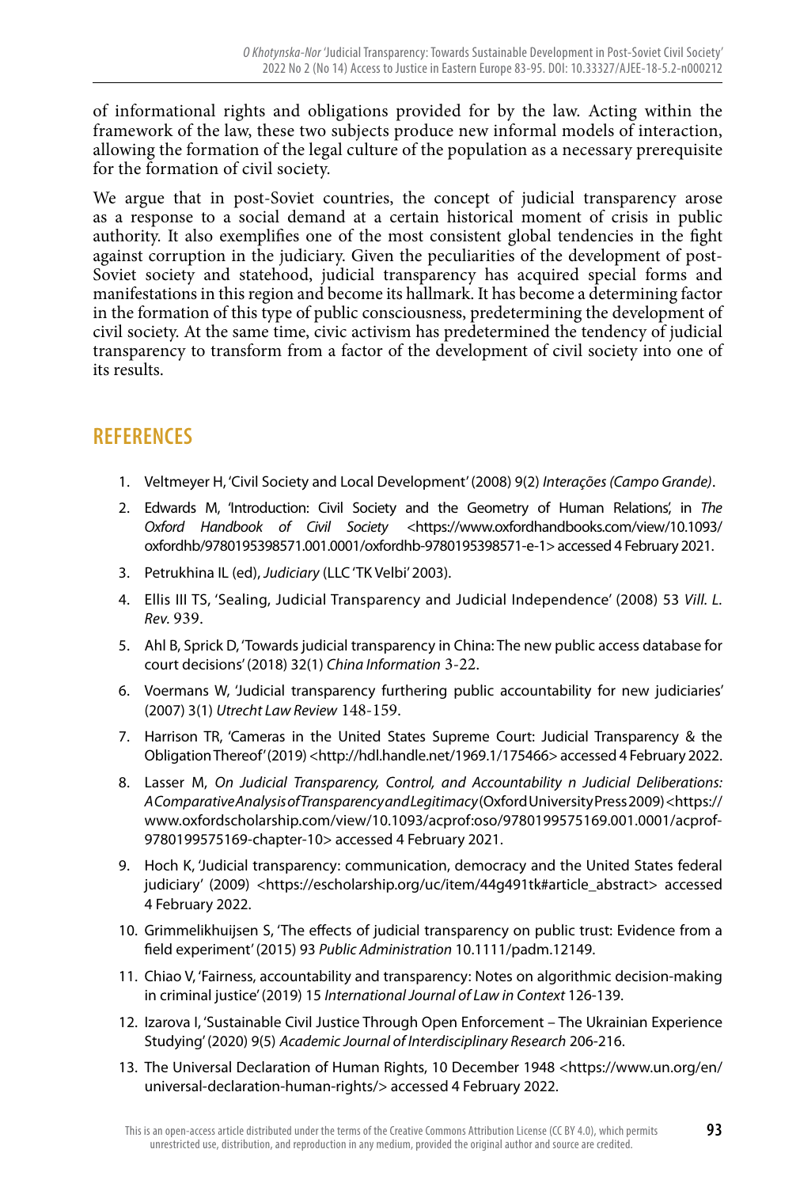of informational rights and obligations provided for by the law. Acting within the framework of the law, these two subjects produce new informal models of interaction, allowing the formation of the legal culture of the population as a necessary prerequisite for the formation of civil society.

We argue that in post-Soviet countries, the concept of judicial transparency arose as a response to a social demand at a certain historical moment of crisis in public authority. It also exemplifies one of the most consistent global tendencies in the fight against corruption in the judiciary. Given the peculiarities of the development of post-Soviet society and statehood, judicial transparency has acquired special forms and manifestations in this region and become its hallmark. It has become a determining factor in the formation of this type of public consciousness, predetermining the development of civil society. At the same time, civic activism has predetermined the tendency of judicial transparency to transform from a factor of the development of civil society into one of its results.

## REFERENCES

1. Veltmeyer H, 'Civil Society and Local Development' (2008) 9(2) *Interações (Campo Grande)*.
2. Edwards M, 'Introduction: Civil Society and the Geometry of Human Relations', in *The Oxford Handbook of Civil Society* <https://www.oxfordhandbooks.com/view/10.1093/oxfordhb/9780195398571.001.0001/oxfordhb-9780195398571-e-1> accessed 4 February 2021.
3. Petrukhina IL (ed), *Judiciary* (LLC 'TK Velbi' 2003).
4. Ellis III TS, 'Sealing, Judicial Transparency and Judicial Independence' (2008) 53 *Vill. L. Rev.* 939.
5. Ahl B, Sprick D, 'Towards judicial transparency in China: The new public access database for court decisions' (2018) 32(1) *China Information* 3-22.
6. Voermans W, 'Judicial transparency furthering public accountability for new judiciaries' (2007) 3(1) *Utrecht Law Review* 148-159.
7. Harrison TR, 'Cameras in the United States Supreme Court: Judicial Transparency & the Obligation Thereof' (2019) <http://hdl.handle.net/1969.1/175466> accessed 4 February 2022.
8. Lasser M, *On Judicial Transparency, Control, and Accountability n Judicial Deliberations: A Comparative Analysis of Transparency and Legitimacy* (Oxford University Press 2009) <https://www.oxfordscholarship.com/view/10.1093/acprof:oso/9780199575169.001.0001/acprof-9780199575169-chapter-10> accessed 4 February 2021.
9. Hoch K, 'Judicial transparency: communication, democracy and the United States federal judiciary' (2009) <https://escholarship.org/uc/item/44g491tk#article_abstract> accessed 4 February 2022.
10. Grimmelikhuijsen S, 'The effects of judicial transparency on public trust: Evidence from a field experiment' (2015) 93 *Public Administration* 10.1111/padm.12149.
11. Chiao V, 'Fairness, accountability and transparency: Notes on algorithmic decision-making in criminal justice' (2019) 15 *International Journal of Law in Context* 126-139.
12. Izarova I, 'Sustainable Civil Justice Through Open Enforcement – The Ukrainian Experience Studying' (2020) 9(5) *Academic Journal of Interdisciplinary Research* 206-216.
13. The Universal Declaration of Human Rights, 10 December 1948 <https://www.un.org/en/universal-declaration-human-rights/> accessed 4 February 2022.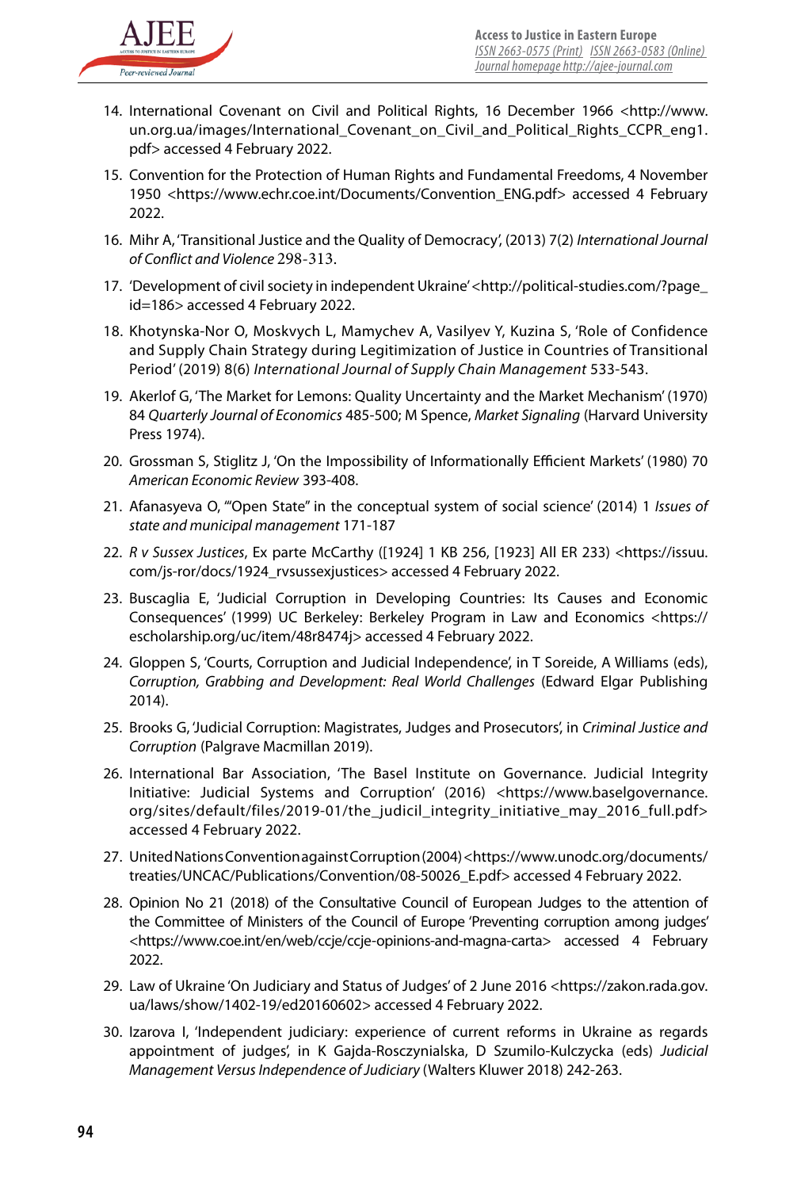14. International Covenant on Civil and Political Rights, 16 December 1966 <http://www.un.org.ua/images/International_Covenant_on_Civil_and_Political_Rights_CCPR_eng1.pdf> accessed 4 February 2022.
15. Convention for the Protection of Human Rights and Fundamental Freedoms, 4 November 1950 <https://www.echr.coe.int/Documents/Convention_ENG.pdf> accessed 4 February 2022.
16. Mihr A, 'Transitional Justice and the Quality of Democracy', (2013) 7(2) *International Journal of Conflict and Violence* 298-313.
17. 'Development of civil society in independent Ukraine' <http://political-studies.com/?page_id=186> accessed 4 February 2022.
18. Khotynska-Nor O, Moskvych L, Mamychev A, Vasilyev Y, Kuzina S, 'Role of Confidence and Supply Chain Strategy during Legitimization of Justice in Countries of Transitional Period' (2019) 8(6) *International Journal of Supply Chain Management* 533-543.
19. Akerlof G, 'The Market for Lemons: Quality Uncertainty and the Market Mechanism' (1970) 84 *Quarterly Journal of Economics* 485-500; M Spence, *Market Signaling* (Harvard University Press 1974).
20. Grossman S, Stiglitz J, 'On the Impossibility of Informationally Efficient Markets' (1980) 70 *American Economic Review* 393-408.
21. Afanasyeva O, '"Open State" in the conceptual system of social science' (2014) 1 *Issues of state and municipal management* 171-187
22. *R v Sussex Justices*, Ex parte McCarthy ([1924] 1 KB 256, [1923] All ER 233) <https://issuu.com/js-ror/docs/1924_rvsussexjustices> accessed 4 February 2022.
23. Buscaglia E, 'Judicial Corruption in Developing Countries: Its Causes and Economic Consequences' (1999) UC Berkeley: Berkeley Program in Law and Economics <https://escholarship.org/uc/item/48r8474j> accessed 4 February 2022.
24. Gloppen S, 'Courts, Corruption and Judicial Independence', in T Soreide, A Williams (eds), *Corruption, Grabbing and Development: Real World Challenges* (Edward Elgar Publishing 2014).
25. Brooks G, 'Judicial Corruption: Magistrates, Judges and Prosecutors', in *Criminal Justice and Corruption* (Palgrave Macmillan 2019).
26. International Bar Association, 'The Basel Institute on Governance. Judicial Integrity Initiative: Judicial Systems and Corruption' (2016) <https://www.baselgovernance.org/sites/default/files/2019-01/the_judicil_integrity_initiative_may_2016_full.pdf> accessed 4 February 2022.
27. United Nations Convention against Corruption (2004) <https://www.unodc.org/documents/treaties/UNCAC/Publications/Convention/08-50026_E.pdf> accessed 4 February 2022.
28. Opinion No 21 (2018) of the Consultative Council of European Judges to the attention of the Committee of Ministers of the Council of Europe 'Preventing corruption among judges' <https://www.coe.int/en/web/ccje/ccje-opinions-and-magna-carta> accessed 4 February 2022.
29. Law of Ukraine 'On Judiciary and Status of Judges' of 2 June 2016 <https://zakon.rada.gov.ua/laws/show/1402-19/ed20160602> accessed 4 February 2022.
30. Izarova I, 'Independent judiciary: experience of current reforms in Ukraine as regards appointment of judges', in K Gajda-Roszczynialska, D Szumilo-Kulczycka (eds) *Judicial Management Versus Independence of Judiciary* (Walters Kluwer 2018) 242-263.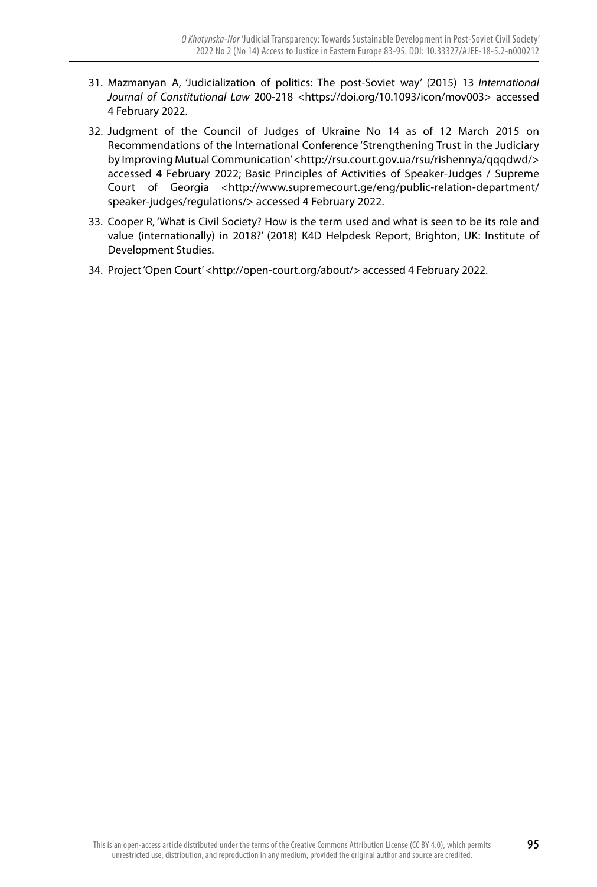31. Mazmanyan A, 'Judicialization of politics: The post-Soviet way' (2015) 13 *International Journal of Constitutional Law* 200-218 <https://doi.org/10.1093/icon/mov003> accessed 4 February 2022.
32. Judgment of the Council of Judges of Ukraine No 14 as of 12 March 2015 on Recommendations of the International Conference 'Strengthening Trust in the Judiciary by Improving Mutual Communication' <http://rsu.court.gov.ua/rsu/rishennya/qqqdwd/> accessed 4 February 2022; Basic Principles of Activities of Speaker-Judges / Supreme Court of Georgia <http://www.supremecourt.ge/eng/public-relation-department/speaker-judges/regulations/> accessed 4 February 2022.
33. Cooper R, 'What is Civil Society? How is the term used and what is seen to be its role and value (internationally) in 2018?' (2018) K4D Helpdesk Report, Brighton, UK: Institute of Development Studies.
34. Project 'Open Court' <http://open-court.org/about/> accessed 4 February 2022.

This is an open-access article distributed under the terms of the Creative Commons Attribution License (CC BY 4.0), which permits unrestricted use, distribution, and reproduction in any medium, provided the original author and source are credited.